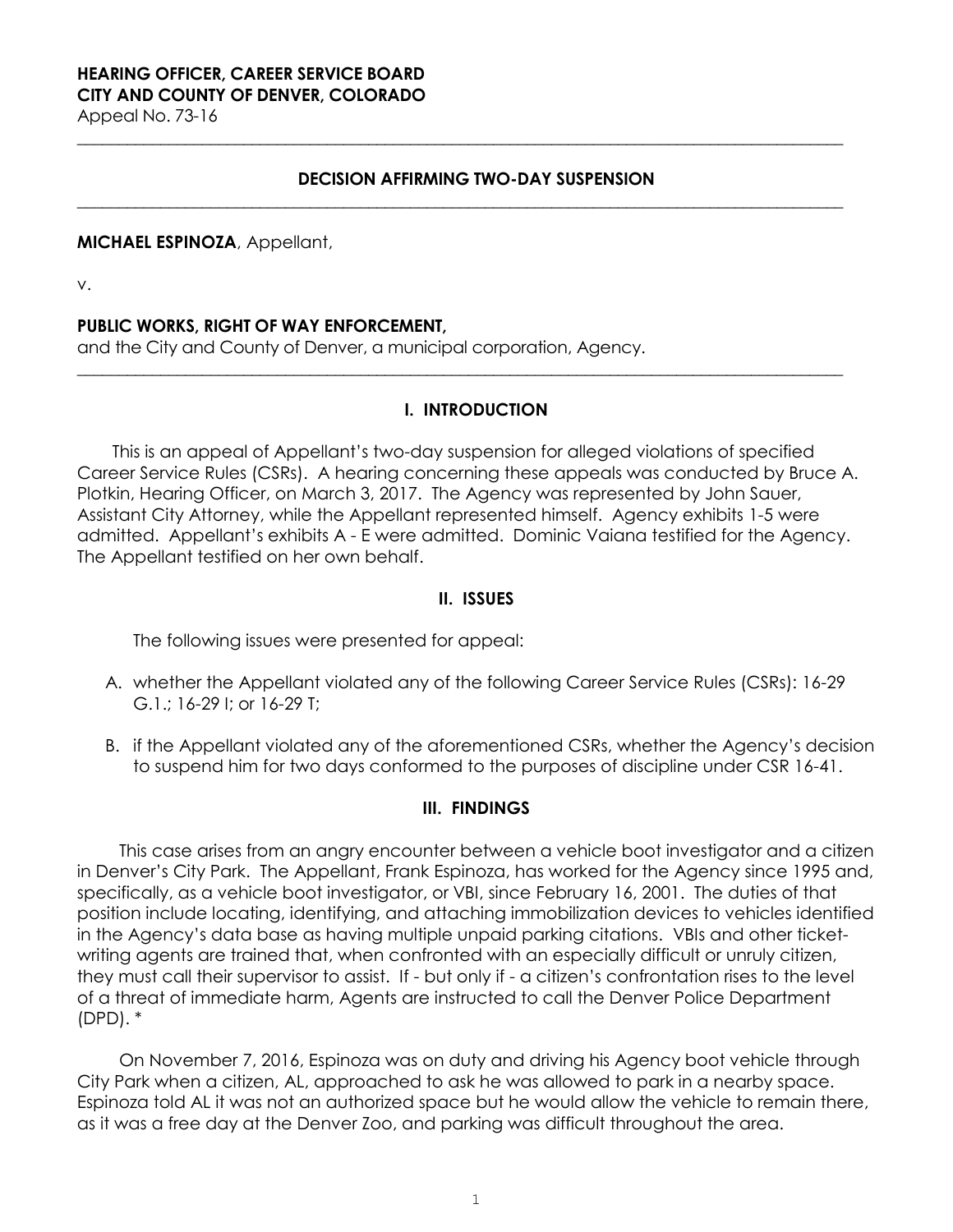**HEARING OFFICER, CAREER SERVICE BOARD**
**CITY AND COUNTY OF DENVER, COLORADO**
Appeal No. 73-16

---

**DECISION AFFIRMING TWO-DAY SUSPENSION**

---

**MICHAEL ESPINOZA**, Appellant,

v.

**PUBLIC WORKS, RIGHT OF WAY ENFORCEMENT,**
and the City and County of Denver, a municipal corporation, Agency.

---

## I. INTRODUCTION

This is an appeal of Appellant's two-day suspension for alleged violations of specified Career Service Rules (CSRs). A hearing concerning these appeals was conducted by Bruce A. Plotkin, Hearing Officer, on March 3, 2017. The Agency was represented by John Sauer, Assistant City Attorney, while the Appellant represented himself. Agency exhibits 1-5 were admitted. Appellant's exhibits A - E were admitted. Dominic Vaiana testified for the Agency. The Appellant testified on her own behalf.

## II. ISSUES

The following issues were presented for appeal:

A. whether the Appellant violated any of the following Career Service Rules (CSRs): 16-29 G.1.; 16-29 I; or 16-29 T;

B. if the Appellant violated any of the aforementioned CSRs, whether the Agency's decision to suspend him for two days conformed to the purposes of discipline under CSR 16-41.

## III. FINDINGS

This case arises from an angry encounter between a vehicle boot investigator and a citizen in Denver's City Park. The Appellant, Frank Espinoza, has worked for the Agency since 1995 and, specifically, as a vehicle boot investigator, or VBI, since February 16, 2001. The duties of that position include locating, identifying, and attaching immobilization devices to vehicles identified in the Agency's data base as having multiple unpaid parking citations. VBIs and other ticket-writing agents are trained that, when confronted with an especially difficult or unruly citizen, they must call their supervisor to assist. If - but only if - a citizen's confrontation rises to the level of a threat of immediate harm, Agents are instructed to call the Denver Police Department (DPD). *

On November 7, 2016, Espinoza was on duty and driving his Agency boot vehicle through City Park when a citizen, AL, approached to ask he was allowed to park in a nearby space. Espinoza told AL it was not an authorized space but he would allow the vehicle to remain there, as it was a free day at the Denver Zoo, and parking was difficult throughout the area.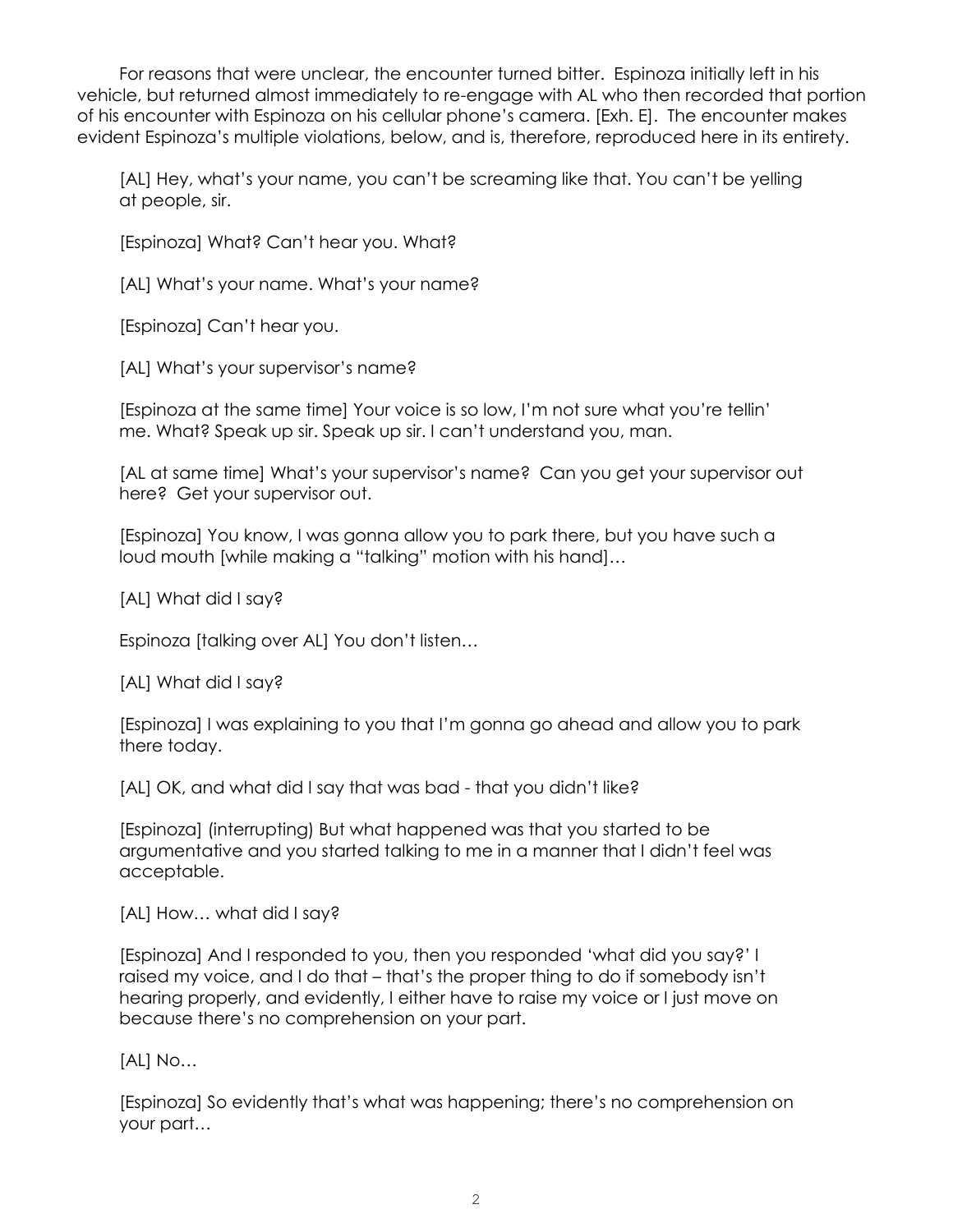For reasons that were unclear, the encounter turned bitter. Espinoza initially left in his vehicle, but returned almost immediately to re-engage with AL who then recorded that portion of his encounter with Espinoza on his cellular phone's camera. [Exh. E]. The encounter makes evident Espinoza's multiple violations, below, and is, therefore, reproduced here in its entirety.

> [AL] Hey, what's your name, you can't be screaming like that. You can't be yelling at people, sir.
>
> [Espinoza] What? Can't hear you. What?
>
> [AL] What's your name. What's your name?
>
> [Espinoza] Can't hear you.
>
> [AL] What's your supervisor's name?
>
> [Espinoza at the same time] Your voice is so low, I'm not sure what you're tellin' me. What? Speak up sir. Speak up sir. I can't understand you, man.
>
> [AL at same time] What's your supervisor's name? Can you get your supervisor out here? Get your supervisor out.
>
> [Espinoza] You know, I was gonna allow you to park there, but you have such a loud mouth [while making a "talking" motion with his hand]…
>
> [AL] What did I say?
>
> Espinoza [talking over AL] You don't listen…
>
> [AL] What did I say?
>
> [Espinoza] I was explaining to you that I'm gonna go ahead and allow you to park there today.
>
> [AL] OK, and what did I say that was bad - that you didn't like?
>
> [Espinoza] (interrupting) But what happened was that you started to be argumentative and you started talking to me in a manner that I didn't feel was acceptable.
>
> [AL] How… what did I say?
>
> [Espinoza] And I responded to you, then you responded 'what did you say?' I raised my voice, and I do that – that's the proper thing to do if somebody isn't hearing properly, and evidently, I either have to raise my voice or I just move on because there's no comprehension on your part.
>
> [AL] No…
>
> [Espinoza] So evidently that's what was happening; there's no comprehension on your part…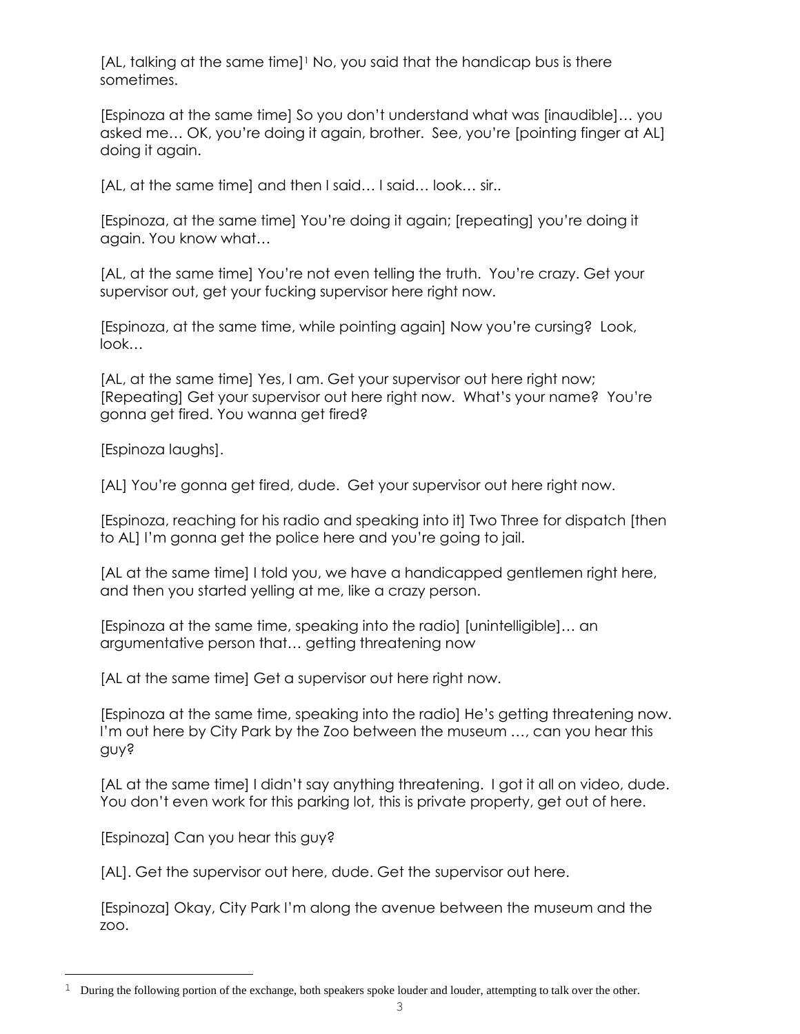[AL, talking at the same time][1] No, you said that the handicap bus is there sometimes.

[Espinoza at the same time] So you don't understand what was [inaudible]… you asked me… OK, you're doing it again, brother. See, you're [pointing finger at AL] doing it again.

[AL, at the same time] and then I said… I said… look… sir..

[Espinoza, at the same time] You're doing it again; [repeating] you're doing it again. You know what…

[AL, at the same time] You're not even telling the truth. You're crazy. Get your supervisor out, get your fucking supervisor here right now.

[Espinoza, at the same time, while pointing again] Now you're cursing? Look, look…

[AL, at the same time] Yes, I am. Get your supervisor out here right now; [Repeating] Get your supervisor out here right now. What's your name? You're gonna get fired. You wanna get fired?

[Espinoza laughs].

[AL] You're gonna get fired, dude. Get your supervisor out here right now.

[Espinoza, reaching for his radio and speaking into it] Two Three for dispatch [then to AL] I'm gonna get the police here and you're going to jail.

[AL at the same time] I told you, we have a handicapped gentlemen right here, and then you started yelling at me, like a crazy person.

[Espinoza at the same time, speaking into the radio] [unintelligible]… an argumentative person that… getting threatening now

[AL at the same time] Get a supervisor out here right now.

[Espinoza at the same time, speaking into the radio] He's getting threatening now. I'm out here by City Park by the Zoo between the museum …, can you hear this guy?

[AL at the same time] I didn't say anything threatening. I got it all on video, dude. You don't even work for this parking lot, this is private property, get out of here.

[Espinoza] Can you hear this guy?

[AL]. Get the supervisor out here, dude. Get the supervisor out here.

[Espinoza] Okay, City Park I'm along the avenue between the museum and the zoo.

---

[1] During the following portion of the exchange, both speakers spoke louder and louder, attempting to talk over the other.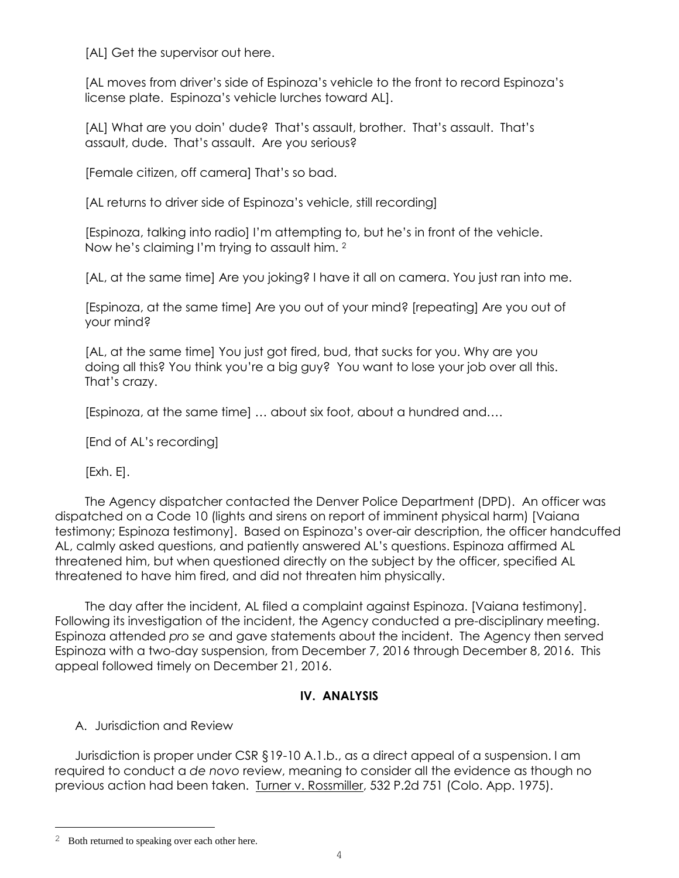[AL] Get the supervisor out here.

[AL moves from driver's side of Espinoza's vehicle to the front to record Espinoza's license plate. Espinoza's vehicle lurches toward AL].

[AL] What are you doin' dude? That's assault, brother. That's assault. That's assault, dude. That's assault. Are you serious?

[Female citizen, off camera] That's so bad.

[AL returns to driver side of Espinoza's vehicle, still recording]

[Espinoza, talking into radio] I'm attempting to, but he's in front of the vehicle. Now he's claiming I'm trying to assault him. [2]

[AL, at the same time] Are you joking? I have it all on camera. You just ran into me.

[Espinoza, at the same time] Are you out of your mind? [repeating] Are you out of your mind?

[AL, at the same time] You just got fired, bud, that sucks for you. Why are you doing all this? You think you're a big guy? You want to lose your job over all this. That's crazy.

[Espinoza, at the same time] … about six foot, about a hundred and….

[End of AL's recording]

[Exh. E].

The Agency dispatcher contacted the Denver Police Department (DPD). An officer was dispatched on a Code 10 (lights and sirens on report of imminent physical harm) [Vaiana testimony; Espinoza testimony]. Based on Espinoza's over-air description, the officer handcuffed AL, calmly asked questions, and patiently answered AL's questions. Espinoza affirmed AL threatened him, but when questioned directly on the subject by the officer, specified AL threatened to have him fired, and did not threaten him physically.

The day after the incident, AL filed a complaint against Espinoza. [Vaiana testimony]. Following its investigation of the incident, the Agency conducted a pre-disciplinary meeting. Espinoza attended *pro se* and gave statements about the incident. The Agency then served Espinoza with a two-day suspension, from December 7, 2016 through December 8, 2016. This appeal followed timely on December 21, 2016.

## IV. ANALYSIS

### A. Jurisdiction and Review

Jurisdiction is proper under CSR §19-10 A.1.b., as a direct appeal of a suspension. I am required to conduct a *de novo* review, meaning to consider all the evidence as though no previous action had been taken. Turner v. Rossmiller, 532 P.2d 751 (Colo. App. 1975).

[2] Both returned to speaking over each other here.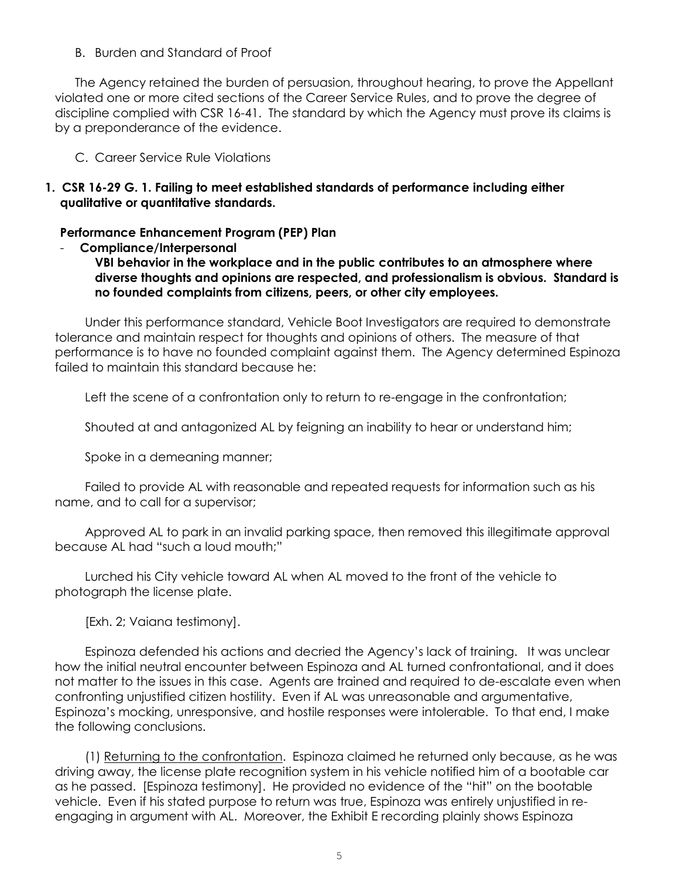B. Burden and Standard of Proof

The Agency retained the burden of persuasion, throughout hearing, to prove the Appellant violated one or more cited sections of the Career Service Rules, and to prove the degree of discipline complied with CSR 16-41. The standard by which the Agency must prove its claims is by a preponderance of the evidence.

C. Career Service Rule Violations

**1. CSR 16-29 G. 1. Failing to meet established standards of performance including either qualitative or quantitative standards.**

**Performance Enhancement Program (PEP) Plan**

- **Compliance/Interpersonal**

  **VBI behavior in the workplace and in the public contributes to an atmosphere where diverse thoughts and opinions are respected, and professionalism is obvious. Standard is no founded complaints from citizens, peers, or other city employees.**

Under this performance standard, Vehicle Boot Investigators are required to demonstrate tolerance and maintain respect for thoughts and opinions of others. The measure of that performance is to have no founded complaint against them. The Agency determined Espinoza failed to maintain this standard because he:

Left the scene of a confrontation only to return to re-engage in the confrontation;

Shouted at and antagonized AL by feigning an inability to hear or understand him;

Spoke in a demeaning manner;

Failed to provide AL with reasonable and repeated requests for information such as his name, and to call for a supervisor;

Approved AL to park in an invalid parking space, then removed this illegitimate approval because AL had "such a loud mouth;"

Lurched his City vehicle toward AL when AL moved to the front of the vehicle to photograph the license plate.

[Exh. 2; Vaiana testimony].

Espinoza defended his actions and decried the Agency's lack of training. It was unclear how the initial neutral encounter between Espinoza and AL turned confrontational, and it does not matter to the issues in this case. Agents are trained and required to de-escalate even when confronting unjustified citizen hostility. Even if AL was unreasonable and argumentative, Espinoza's mocking, unresponsive, and hostile responses were intolerable. To that end, I make the following conclusions.

(1) Returning to the confrontation. Espinoza claimed he returned only because, as he was driving away, the license plate recognition system in his vehicle notified him of a bootable car as he passed. [Espinoza testimony]. He provided no evidence of the "hit" on the bootable vehicle. Even if his stated purpose to return was true, Espinoza was entirely unjustified in re-engaging in argument with AL. Moreover, the Exhibit E recording plainly shows Espinoza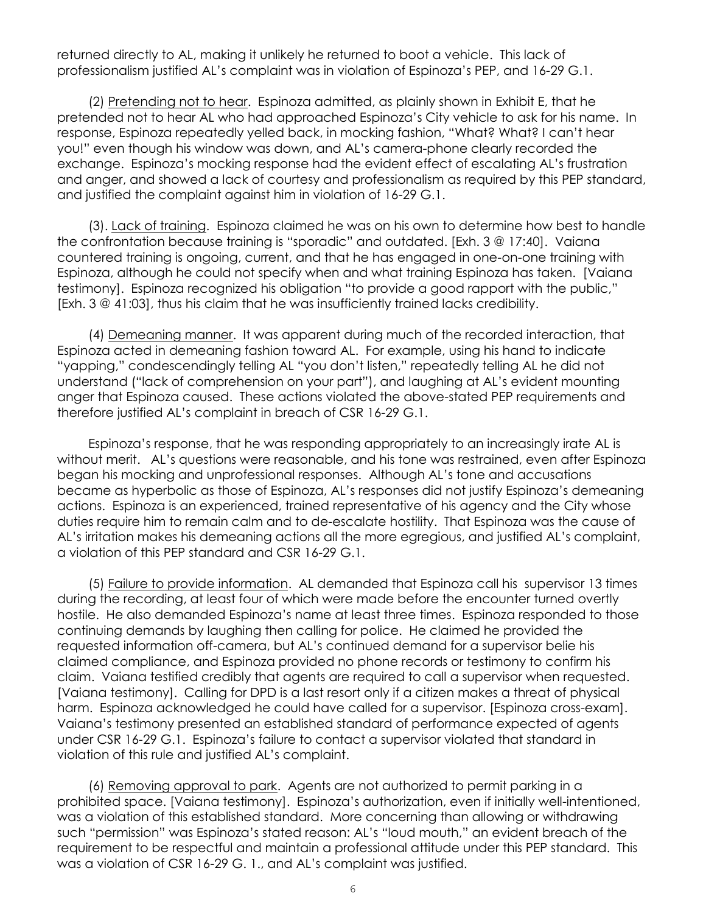returned directly to AL, making it unlikely he returned to boot a vehicle. This lack of professionalism justified AL's complaint was in violation of Espinoza's PEP, and 16-29 G.1.

(2) Pretending not to hear. Espinoza admitted, as plainly shown in Exhibit E, that he pretended not to hear AL who had approached Espinoza's City vehicle to ask for his name. In response, Espinoza repeatedly yelled back, in mocking fashion, "What? What? I can't hear you!" even though his window was down, and AL's camera-phone clearly recorded the exchange. Espinoza's mocking response had the evident effect of escalating AL's frustration and anger, and showed a lack of courtesy and professionalism as required by this PEP standard, and justified the complaint against him in violation of 16-29 G.1.

(3). Lack of training. Espinoza claimed he was on his own to determine how best to handle the confrontation because training is "sporadic" and outdated. [Exh. 3 @ 17:40]. Vaiana countered training is ongoing, current, and that he has engaged in one-on-one training with Espinoza, although he could not specify when and what training Espinoza has taken. [Vaiana testimony]. Espinoza recognized his obligation "to provide a good rapport with the public," [Exh. 3 @ 41:03], thus his claim that he was insufficiently trained lacks credibility.

(4) Demeaning manner. It was apparent during much of the recorded interaction, that Espinoza acted in demeaning fashion toward AL. For example, using his hand to indicate "yapping," condescendingly telling AL "you don't listen," repeatedly telling AL he did not understand ("lack of comprehension on your part"), and laughing at AL's evident mounting anger that Espinoza caused. These actions violated the above-stated PEP requirements and therefore justified AL's complaint in breach of CSR 16-29 G.1.

Espinoza's response, that he was responding appropriately to an increasingly irate AL is without merit. AL's questions were reasonable, and his tone was restrained, even after Espinoza began his mocking and unprofessional responses. Although AL's tone and accusations became as hyperbolic as those of Espinoza, AL's responses did not justify Espinoza's demeaning actions. Espinoza is an experienced, trained representative of his agency and the City whose duties require him to remain calm and to de-escalate hostility. That Espinoza was the cause of AL's irritation makes his demeaning actions all the more egregious, and justified AL's complaint, a violation of this PEP standard and CSR 16-29 G.1.

(5) Failure to provide information. AL demanded that Espinoza call his supervisor 13 times during the recording, at least four of which were made before the encounter turned overtly hostile. He also demanded Espinoza's name at least three times. Espinoza responded to those continuing demands by laughing then calling for police. He claimed he provided the requested information off-camera, but AL's continued demand for a supervisor belie his claimed compliance, and Espinoza provided no phone records or testimony to confirm his claim. Vaiana testified credibly that agents are required to call a supervisor when requested. [Vaiana testimony]. Calling for DPD is a last resort only if a citizen makes a threat of physical harm. Espinoza acknowledged he could have called for a supervisor. [Espinoza cross-exam]. Vaiana's testimony presented an established standard of performance expected of agents under CSR 16-29 G.1. Espinoza's failure to contact a supervisor violated that standard in violation of this rule and justified AL's complaint.

(6) Removing approval to park. Agents are not authorized to permit parking in a prohibited space. [Vaiana testimony]. Espinoza's authorization, even if initially well-intentioned, was a violation of this established standard. More concerning than allowing or withdrawing such "permission" was Espinoza's stated reason: AL's "loud mouth," an evident breach of the requirement to be respectful and maintain a professional attitude under this PEP standard. This was a violation of CSR 16-29 G. 1., and AL's complaint was justified.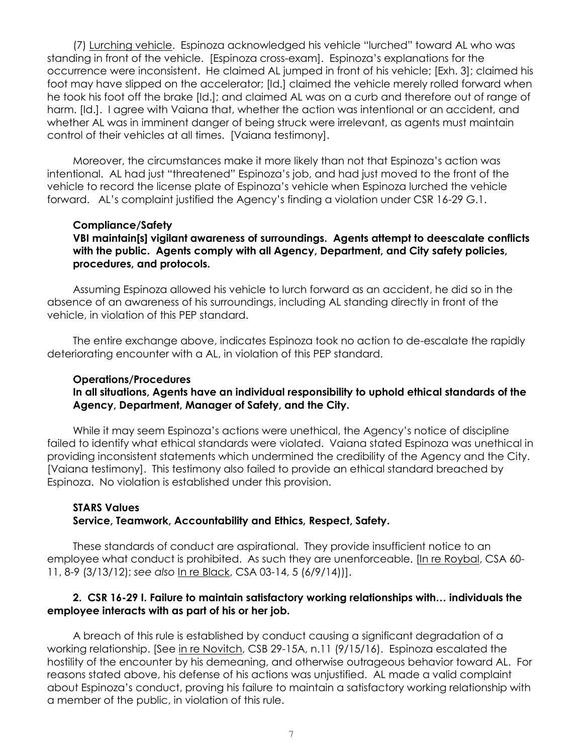(7) Lurching vehicle. Espinoza acknowledged his vehicle "lurched" toward AL who was standing in front of the vehicle. [Espinoza cross-exam]. Espinoza's explanations for the occurrence were inconsistent. He claimed AL jumped in front of his vehicle; [Exh. 3]; claimed his foot may have slipped on the accelerator; [Id.] claimed the vehicle merely rolled forward when he took his foot off the brake [Id.]; and claimed AL was on a curb and therefore out of range of harm. [Id.]. I agree with Vaiana that, whether the action was intentional or an accident, and whether AL was in imminent danger of being struck were irrelevant, as agents must maintain control of their vehicles at all times. [Vaiana testimony].

Moreover, the circumstances make it more likely than not that Espinoza's action was intentional. AL had just "threatened" Espinoza's job, and had just moved to the front of the vehicle to record the license plate of Espinoza's vehicle when Espinoza lurched the vehicle forward. AL's complaint justified the Agency's finding a violation under CSR 16-29 G.1.

**Compliance/Safety**
**VBI maintain[s] vigilant awareness of surroundings. Agents attempt to deescalate conflicts with the public. Agents comply with all Agency, Department, and City safety policies, procedures, and protocols.**

Assuming Espinoza allowed his vehicle to lurch forward as an accident, he did so in the absence of an awareness of his surroundings, including AL standing directly in front of the vehicle, in violation of this PEP standard.

The entire exchange above, indicates Espinoza took no action to de-escalate the rapidly deteriorating encounter with a AL, in violation of this PEP standard.

**Operations/Procedures**
**In all situations, Agents have an individual responsibility to uphold ethical standards of the Agency, Department, Manager of Safety, and the City.**

While it may seem Espinoza's actions were unethical, the Agency's notice of discipline failed to identify what ethical standards were violated. Vaiana stated Espinoza was unethical in providing inconsistent statements which undermined the credibility of the Agency and the City. [Vaiana testimony]. This testimony also failed to provide an ethical standard breached by Espinoza. No violation is established under this provision.

**STARS Values**
**Service, Teamwork, Accountability and Ethics, Respect, Safety.**

These standards of conduct are aspirational. They provide insufficient notice to an employee what conduct is prohibited. As such they are unenforceable. [In re Roybal, CSA 60-11, 8-9 (3/13/12); *see also* In re Black, CSA 03-14, 5 (6/9/14))].

**2. CSR 16-29 I. Failure to maintain satisfactory working relationships with… individuals the employee interacts with as part of his or her job.**

A breach of this rule is established by conduct causing a significant degradation of a working relationship. [See in re Novitch, CSB 29-15A, n.11 (9/15/16). Espinoza escalated the hostility of the encounter by his demeaning, and otherwise outrageous behavior toward AL. For reasons stated above, his defense of his actions was unjustified. AL made a valid complaint about Espinoza's conduct, proving his failure to maintain a satisfactory working relationship with a member of the public, in violation of this rule.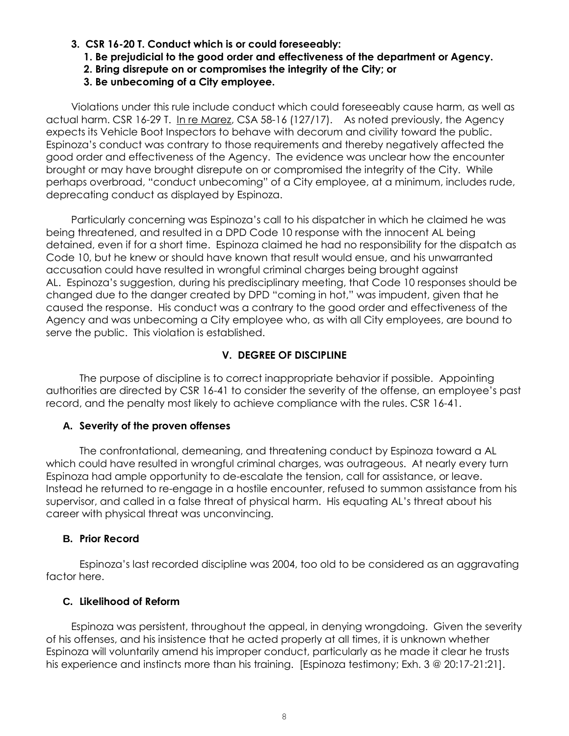**3. CSR 16-20 T. Conduct which is or could foreseeably:**

**1. Be prejudicial to the good order and effectiveness of the department or Agency.**

**2. Bring disrepute on or compromises the integrity of the City; or**

**3. Be unbecoming of a City employee.**

Violations under this rule include conduct which could foreseeably cause harm, as well as actual harm. CSR 16-29 T. In re Marez, CSA 58-16 (127/17). As noted previously, the Agency expects its Vehicle Boot Inspectors to behave with decorum and civility toward the public. Espinoza's conduct was contrary to those requirements and thereby negatively affected the good order and effectiveness of the Agency. The evidence was unclear how the encounter brought or may have brought disrepute on or compromised the integrity of the City. While perhaps overbroad, "conduct unbecoming" of a City employee, at a minimum, includes rude, deprecating conduct as displayed by Espinoza.

Particularly concerning was Espinoza's call to his dispatcher in which he claimed he was being threatened, and resulted in a DPD Code 10 response with the innocent AL being detained, even if for a short time. Espinoza claimed he had no responsibility for the dispatch as Code 10, but he knew or should have known that result would ensue, and his unwarranted accusation could have resulted in wrongful criminal charges being brought against AL. Espinoza's suggestion, during his predisciplinary meeting, that Code 10 responses should be changed due to the danger created by DPD "coming in hot," was impudent, given that he caused the response. His conduct was a contrary to the good order and effectiveness of the Agency and was unbecoming a City employee who, as with all City employees, are bound to serve the public. This violation is established.

## V. DEGREE OF DISCIPLINE

The purpose of discipline is to correct inappropriate behavior if possible. Appointing authorities are directed by CSR 16-41 to consider the severity of the offense, an employee's past record, and the penalty most likely to achieve compliance with the rules. CSR 16-41.

### A. Severity of the proven offenses

The confrontational, demeaning, and threatening conduct by Espinoza toward a AL which could have resulted in wrongful criminal charges, was outrageous. At nearly every turn Espinoza had ample opportunity to de-escalate the tension, call for assistance, or leave. Instead he returned to re-engage in a hostile encounter, refused to summon assistance from his supervisor, and called in a false threat of physical harm. His equating AL's threat about his career with physical threat was unconvincing.

### B. Prior Record

Espinoza's last recorded discipline was 2004, too old to be considered as an aggravating factor here.

### C. Likelihood of Reform

Espinoza was persistent, throughout the appeal, in denying wrongdoing. Given the severity of his offenses, and his insistence that he acted properly at all times, it is unknown whether Espinoza will voluntarily amend his improper conduct, particularly as he made it clear he trusts his experience and instincts more than his training. [Espinoza testimony; Exh. 3 @ 20:17-21:21].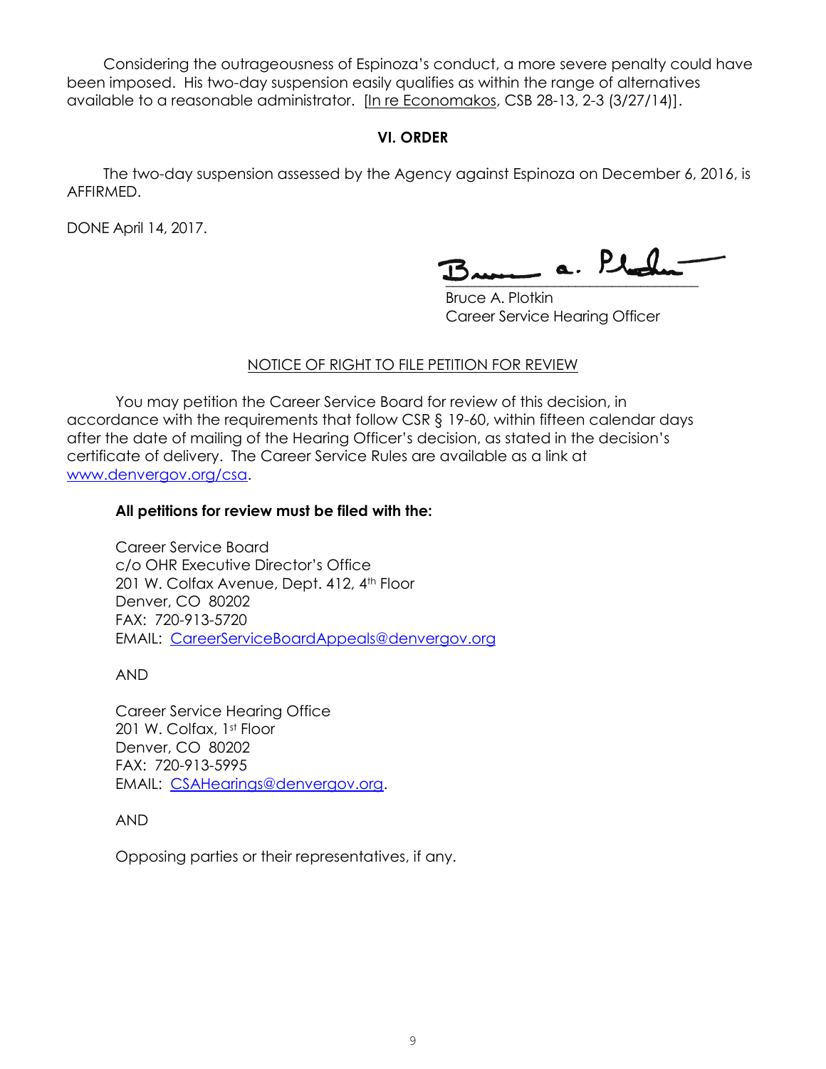Considering the outrageousness of Espinoza's conduct, a more severe penalty could have been imposed. His two-day suspension easily qualifies as within the range of alternatives available to a reasonable administrator. [In re Economakos, CSB 28-13, 2-3 (3/27/14)].

## VI. ORDER

The two-day suspension assessed by the Agency against Espinoza on December 6, 2016, is AFFIRMED.

DONE April 14, 2017.

Bruce A. Plotkin
Career Service Hearing Officer

## NOTICE OF RIGHT TO FILE PETITION FOR REVIEW

You may petition the Career Service Board for review of this decision, in accordance with the requirements that follow CSR § 19-60, within fifteen calendar days after the date of mailing of the Hearing Officer's decision, as stated in the decision's certificate of delivery. The Career Service Rules are available as a link at www.denvergov.org/csa.

**All petitions for review must be filed with the:**

Career Service Board
c/o OHR Executive Director's Office
201 W. Colfax Avenue, Dept. 412, 4th Floor
Denver, CO 80202
FAX: 720-913-5720
EMAIL: CareerServiceBoardAppeals@denvergov.org

AND

Career Service Hearing Office
201 W. Colfax, 1st Floor
Denver, CO 80202
FAX: 720-913-5995
EMAIL: CSAHearings@denvergov.org.

AND

Opposing parties or their representatives, if any.